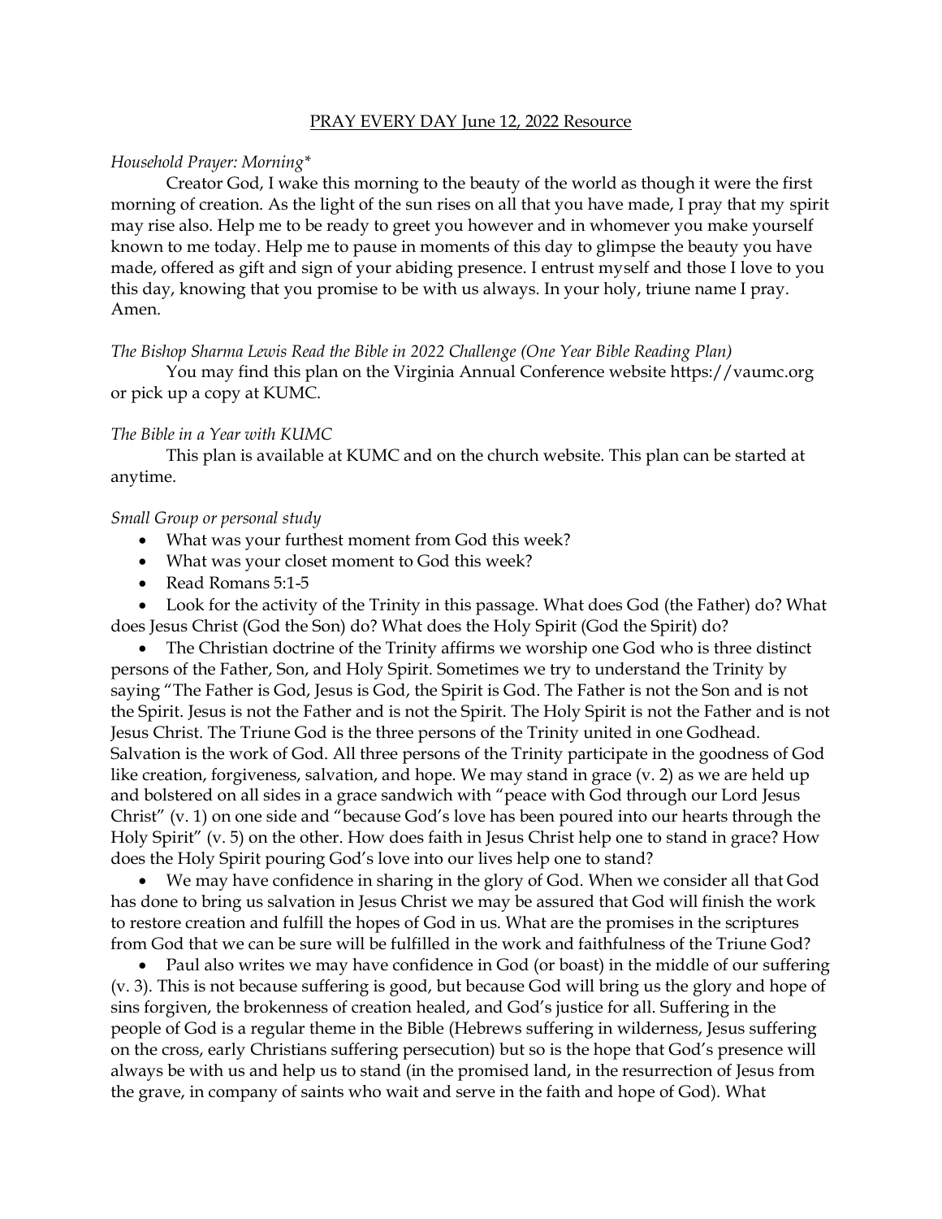PRAY EVERY DAY June 12, 2022 Resource

*Household Prayer: Morning**

Creator God, I wake this morning to the beauty of the world as though it were the first morning of creation. As the light of the sun rises on all that you have made, I pray that my spirit may rise also. Help me to be ready to greet you however and in whomever you make yourself known to me today. Help me to pause in moments of this day to glimpse the beauty you have made, offered as gift and sign of your abiding presence. I entrust myself and those I love to you this day, knowing that you promise to be with us always. In your holy, triune name I pray. Amen.

*The Bishop Sharma Lewis Read the Bible in 2022 Challenge (One Year Bible Reading Plan)*

You may find this plan on the Virginia Annual Conference website https://vaumc.org or pick up a copy at KUMC.

*The Bible in a Year with KUMC*

This plan is available at KUMC and on the church website. This plan can be started at anytime.

*Small Group or personal study*

- What was your furthest moment from God this week?
- What was your closet moment to God this week?
- Read Romans 5:1-5
- Look for the activity of the Trinity in this passage. What does God (the Father) do? What does Jesus Christ (God the Son) do? What does the Holy Spirit (God the Spirit) do?
- The Christian doctrine of the Trinity affirms we worship one God who is three distinct persons of the Father, Son, and Holy Spirit. Sometimes we try to understand the Trinity by saying "The Father is God, Jesus is God, the Spirit is God. The Father is not the Son and is not the Spirit. Jesus is not the Father and is not the Spirit. The Holy Spirit is not the Father and is not Jesus Christ. The Triune God is the three persons of the Trinity united in one Godhead. Salvation is the work of God. All three persons of the Trinity participate in the goodness of God like creation, forgiveness, salvation, and hope. We may stand in grace (v. 2) as we are held up and bolstered on all sides in a grace sandwich with "peace with God through our Lord Jesus Christ" (v. 1) on one side and "because God's love has been poured into our hearts through the Holy Spirit" (v. 5) on the other. How does faith in Jesus Christ help one to stand in grace? How does the Holy Spirit pouring God's love into our lives help one to stand?
- We may have confidence in sharing in the glory of God. When we consider all that God has done to bring us salvation in Jesus Christ we may be assured that God will finish the work to restore creation and fulfill the hopes of God in us. What are the promises in the scriptures from God that we can be sure will be fulfilled in the work and faithfulness of the Triune God?
- Paul also writes we may have confidence in God (or boast) in the middle of our suffering (v. 3). This is not because suffering is good, but because God will bring us the glory and hope of sins forgiven, the brokenness of creation healed, and God's justice for all. Suffering in the people of God is a regular theme in the Bible (Hebrews suffering in wilderness, Jesus suffering on the cross, early Christians suffering persecution) but so is the hope that God's presence will always be with us and help us to stand (in the promised land, in the resurrection of Jesus from the grave, in company of saints who wait and serve in the faith and hope of God). What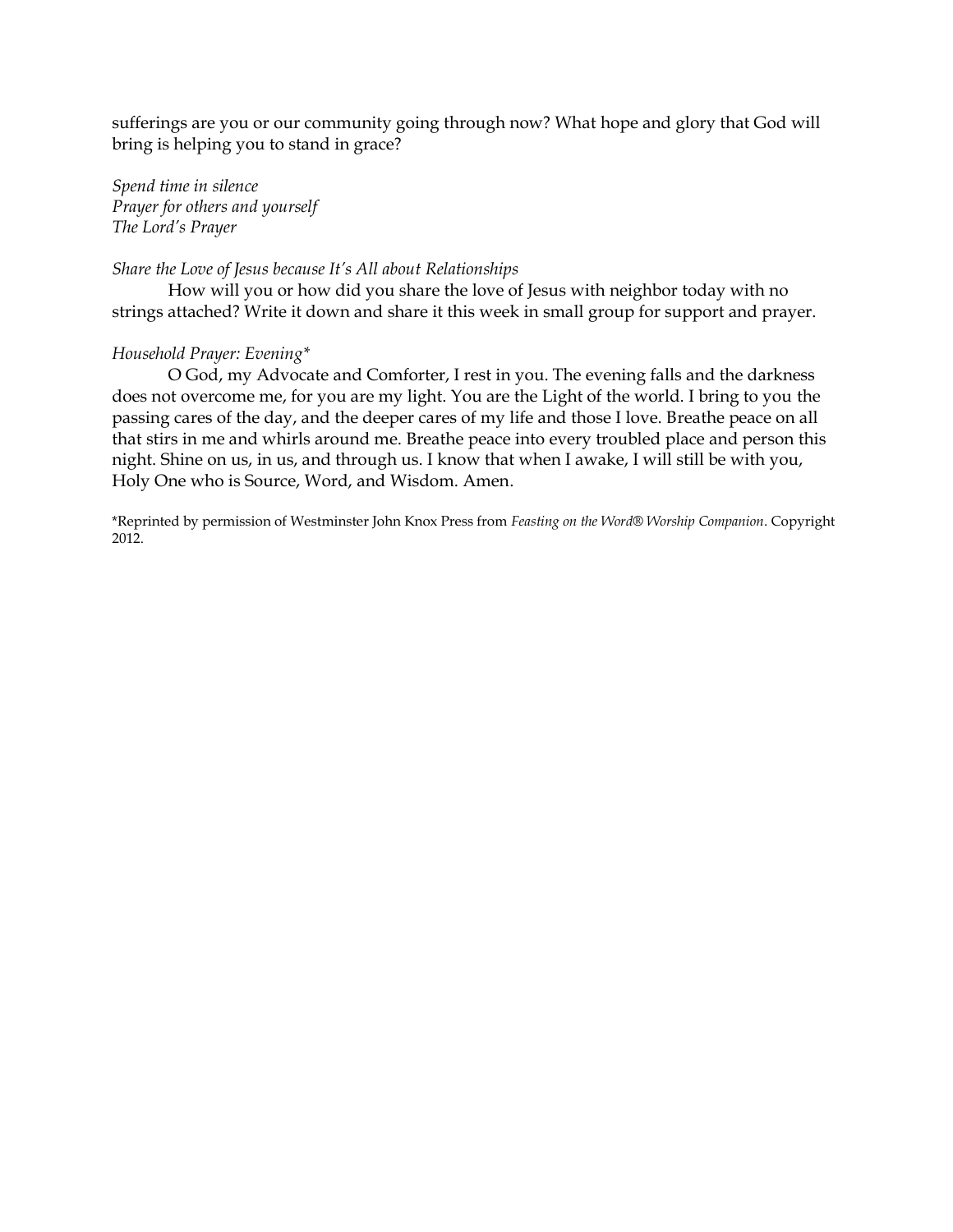sufferings are you or our community going through now? What hope and glory that God will bring is helping you to stand in grace?

*Spend time in silence*
*Prayer for others and yourself*
*The Lord's Prayer*

*Share the Love of Jesus because It's All about Relationships*

How will you or how did you share the love of Jesus with neighbor today with no strings attached? Write it down and share it this week in small group for support and prayer.

*Household Prayer: Evening**

O God, my Advocate and Comforter, I rest in you. The evening falls and the darkness does not overcome me, for you are my light. You are the Light of the world. I bring to you the passing cares of the day, and the deeper cares of my life and those I love. Breathe peace on all that stirs in me and whirls around me. Breathe peace into every troubled place and person this night. Shine on us, in us, and through us. I know that when I awake, I will still be with you, Holy One who is Source, Word, and Wisdom. Amen.

*Reprinted by permission of Westminster John Knox Press from *Feasting on the Word® Worship Companion*. Copyright 2012.